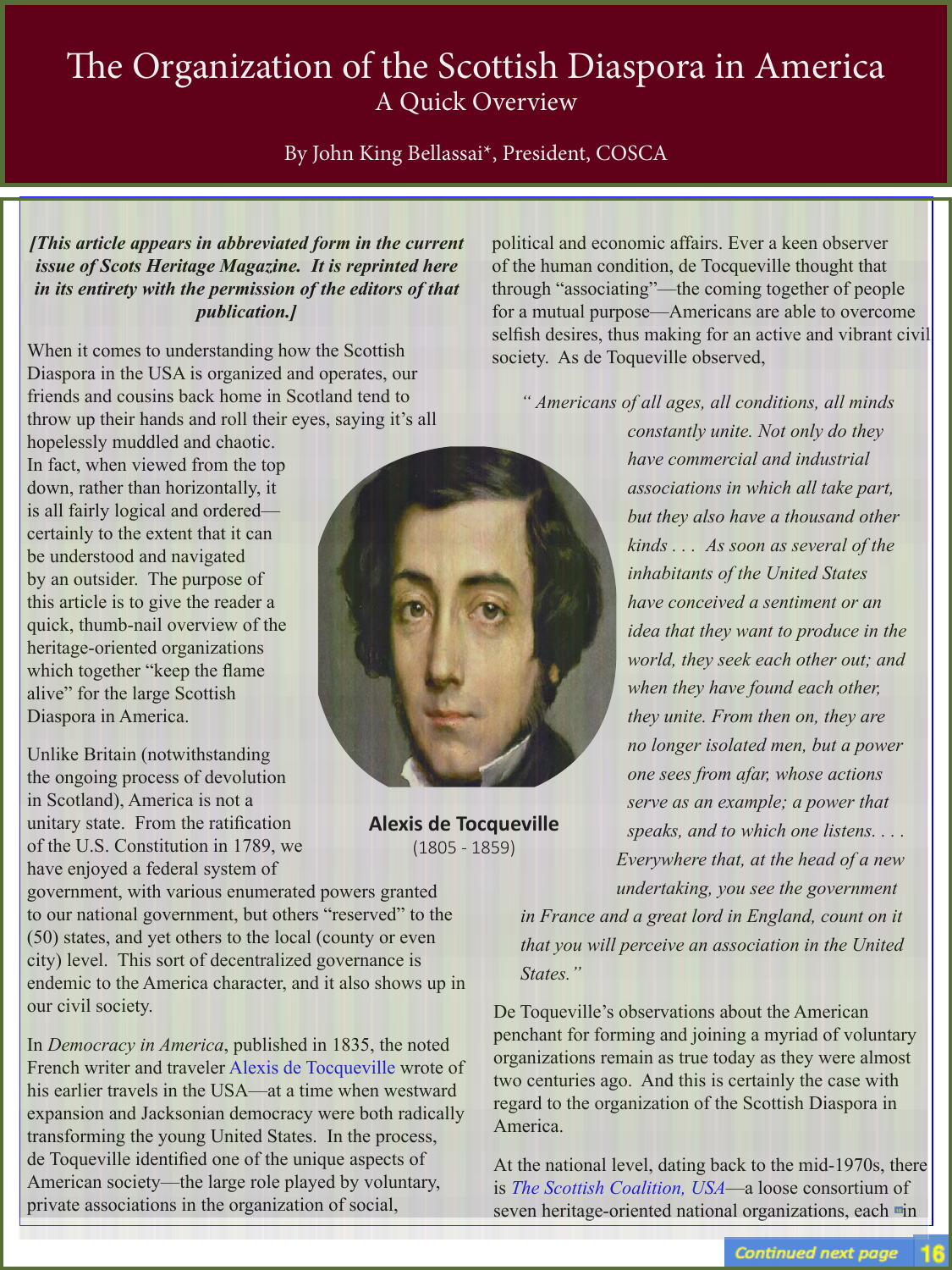# The Organization of the Scottish Diaspora in America

## A Quick Overview

By John King Bellassai*, President, COSCA

***[This article appears in abbreviated form in the current issue of Scots Heritage Magazine. It is reprinted here in its entirety with the permission of the editors of that publication.]***

When it comes to understanding how the Scottish Diaspora in the USA is organized and operates, our friends and cousins back home in Scotland tend to throw up their hands and roll their eyes, saying it's all hopelessly muddled and chaotic. In fact, when viewed from the top down, rather than horizontally, it is all fairly logical and ordered—certainly to the extent that it can be understood and navigated by an outsider. The purpose of this article is to give the reader a quick, thumb-nail overview of the heritage-oriented organizations which together "keep the flame alive" for the large Scottish Diaspora in America.

Unlike Britain (notwithstanding the ongoing process of devolution in Scotland), America is not a unitary state. From the ratification of the U.S. Constitution in 1789, we have enjoyed a federal system of government, with various enumerated powers granted to our national government, but others "reserved" to the (50) states, and yet others to the local (county or even city) level. This sort of decentralized governance is endemic to the America character, and it also shows up in our civil society.

**Alexis de Tocqueville**
(1805 - 1859)

In *Democracy in America*, published in 1835, the noted French writer and traveler Alexis de Tocqueville wrote of his earlier travels in the USA—at a time when westward expansion and Jacksonian democracy were both radically transforming the young United States. In the process, de Toqueville identified one of the unique aspects of American society—the large role played by voluntary, private associations in the organization of social, political and economic affairs. Ever a keen observer of the human condition, de Tocqueville thought that through "associating"—the coming together of people for a mutual purpose—Americans are able to overcome selfish desires, thus making for an active and vibrant civil society. As de Toqueville observed,

> *" Americans of all ages, all conditions, all minds constantly unite. Not only do they have commercial and industrial associations in which all take part, but they also have a thousand other kinds . . . As soon as several of the inhabitants of the United States have conceived a sentiment or an idea that they want to produce in the world, they seek each other out; and when they have found each other, they unite. From then on, they are no longer isolated men, but a power one sees from afar, whose actions serve as an example; a power that speaks, and to which one listens. . . . Everywhere that, at the head of a new undertaking, you see the government in France and a great lord in England, count on it that you will perceive an association in the United States."*

De Toqueville's observations about the American penchant for forming and joining a myriad of voluntary organizations remain as true today as they were almost two centuries ago. And this is certainly the case with regard to the organization of the Scottish Diaspora in America.

At the national level, dating back to the mid-1970s, there is *The Scottish Coalition, USA*—a loose consortium of seven heritage-oriented national organizations, each in

Continued next page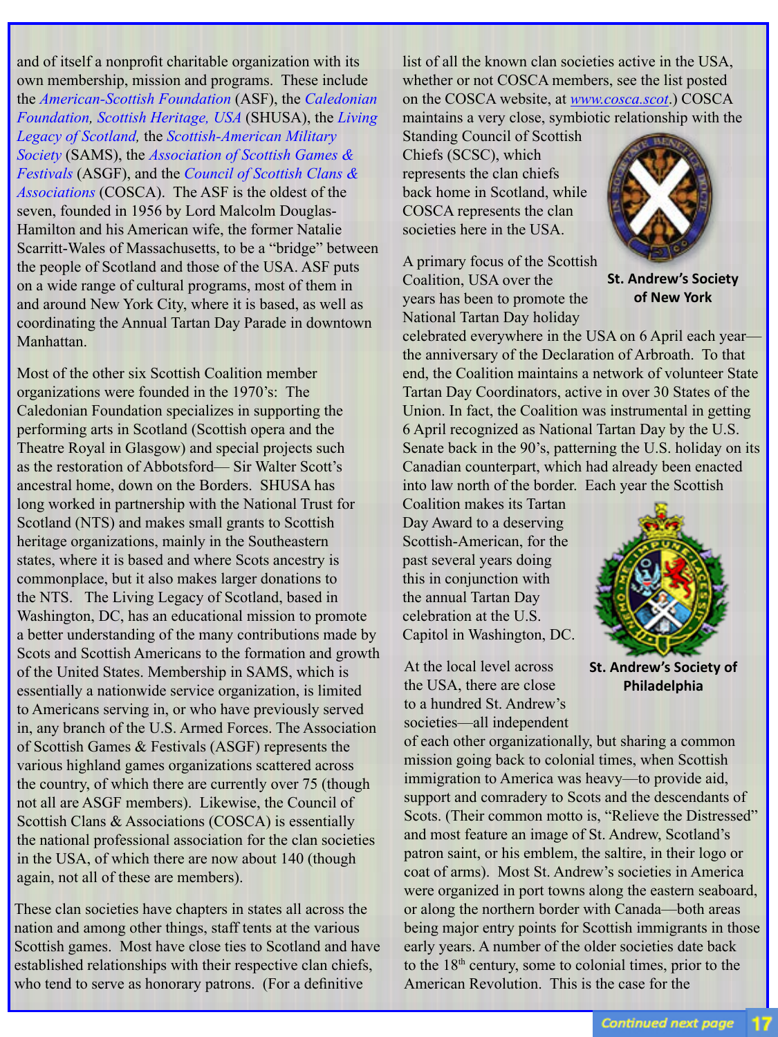and of itself a nonprofit charitable organization with its own membership, mission and programs. These include the *American-Scottish Foundation* (ASF), the *Caledonian Foundation, Scottish Heritage, USA* (SHUSA), the *Living Legacy of Scotland,* the *Scottish-American Military Society* (SAMS), the *Association of Scottish Games & Festivals* (ASGF), and the *Council of Scottish Clans & Associations* (COSCA). The ASF is the oldest of the seven, founded in 1956 by Lord Malcolm Douglas-Hamilton and his American wife, the former Natalie Scarritt-Wales of Massachusetts, to be a "bridge" between the people of Scotland and those of the USA. ASF puts on a wide range of cultural programs, most of them in and around New York City, where it is based, as well as coordinating the Annual Tartan Day Parade in downtown Manhattan.

Most of the other six Scottish Coalition member organizations were founded in the 1970's: The Caledonian Foundation specializes in supporting the performing arts in Scotland (Scottish opera and the Theatre Royal in Glasgow) and special projects such as the restoration of Abbotsford— Sir Walter Scott's ancestral home, down on the Borders. SHUSA has long worked in partnership with the National Trust for Scotland (NTS) and makes small grants to Scottish heritage organizations, mainly in the Southeastern states, where it is based and where Scots ancestry is commonplace, but it also makes larger donations to the NTS. The Living Legacy of Scotland, based in Washington, DC, has an educational mission to promote a better understanding of the many contributions made by Scots and Scottish Americans to the formation and growth of the United States. Membership in SAMS, which is essentially a nationwide service organization, is limited to Americans serving in, or who have previously served in, any branch of the U.S. Armed Forces. The Association of Scottish Games & Festivals (ASGF) represents the various highland games organizations scattered across the country, of which there are currently over 75 (though not all are ASGF members). Likewise, the Council of Scottish Clans & Associations (COSCA) is essentially the national professional association for the clan societies in the USA, of which there are now about 140 (though again, not all of these are members).

These clan societies have chapters in states all across the nation and among other things, staff tents at the various Scottish games. Most have close ties to Scotland and have established relationships with their respective clan chiefs, who tend to serve as honorary patrons. (For a definitive list of all the known clan societies active in the USA, whether or not COSCA members, see the list posted on the COSCA website, at www.cosca.scot.) COSCA maintains a very close, symbiotic relationship with the Standing Council of Scottish Chiefs (SCSC), which represents the clan chiefs back home in Scotland, while COSCA represents the clan societies here in the USA.

**St. Andrew's Society of New York**

A primary focus of the Scottish Coalition, USA over the years has been to promote the National Tartan Day holiday celebrated everywhere in the USA on 6 April each year—the anniversary of the Declaration of Arbroath. To that end, the Coalition maintains a network of volunteer State Tartan Day Coordinators, active in over 30 States of the Union. In fact, the Coalition was instrumental in getting 6 April recognized as National Tartan Day by the U.S. Senate back in the 90's, patterning the U.S. holiday on its Canadian counterpart, which had already been enacted into law north of the border. Each year the Scottish Coalition makes its Tartan Day Award to a deserving Scottish-American, for the past several years doing this in conjunction with the annual Tartan Day celebration at the U.S. Capitol in Washington, DC.

**St. Andrew's Society of Philadelphia**

At the local level across the USA, there are close to a hundred St. Andrew's societies—all independent of each other organizationally, but sharing a common mission going back to colonial times, when Scottish immigration to America was heavy—to provide aid, support and comradery to Scots and the descendants of Scots. (Their common motto is, "Relieve the Distressed" and most feature an image of St. Andrew, Scotland's patron saint, or his emblem, the saltire, in their logo or coat of arms). Most St. Andrew's societies in America were organized in port towns along the eastern seaboard, or along the northern border with Canada—both areas being major entry points for Scottish immigrants in those early years. A number of the older societies date back to the 18th century, some to colonial times, prior to the American Revolution. This is the case for the

*Continued next page*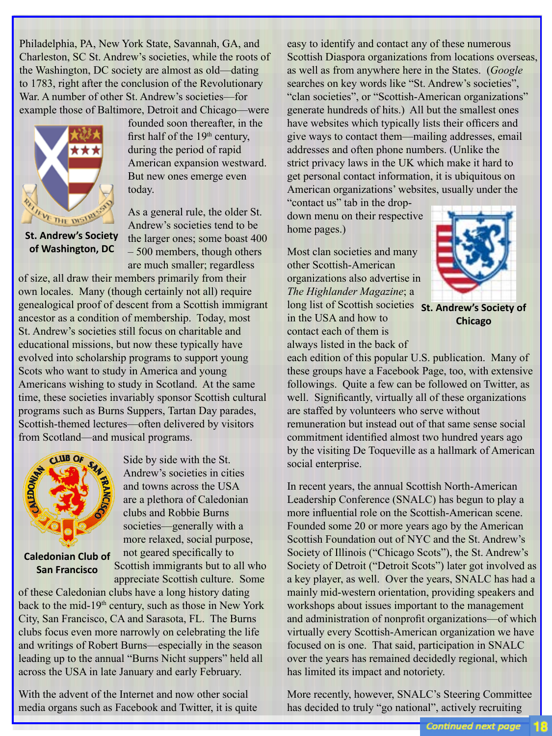Philadelphia, PA, New York State, Savannah, GA, and Charleston, SC St. Andrew's societies, while the roots of the Washington, DC society are almost as old—dating to 1783, right after the conclusion of the Revolutionary War. A number of other St. Andrew's societies—for example those of Baltimore, Detroit and Chicago—were founded soon thereafter, in the first half of the 19th century, during the period of rapid American expansion westward. But new ones emerge even today.

**St. Andrew's Society of Washington, DC**

As a general rule, the older St. Andrew's societies tend to be the larger ones; some boast 400 – 500 members, though others are much smaller; regardless of size, all draw their members primarily from their own locales. Many (though certainly not all) require genealogical proof of descent from a Scottish immigrant ancestor as a condition of membership. Today, most St. Andrew's societies still focus on charitable and educational missions, but now these typically have evolved into scholarship programs to support young Scots who want to study in America and young Americans wishing to study in Scotland. At the same time, these societies invariably sponsor Scottish cultural programs such as Burns Suppers, Tartan Day parades, Scottish-themed lectures—often delivered by visitors from Scotland—and musical programs.

**Caledonian Club of San Francisco**

Side by side with the St. Andrew's societies in cities and towns across the USA are a plethora of Caledonian clubs and Robbie Burns societies—generally with a more relaxed, social purpose, not geared specifically to Scottish immigrants but to all who appreciate Scottish culture. Some of these Caledonian clubs have a long history dating back to the mid-19th century, such as those in New York City, San Francisco, CA and Sarasota, FL. The Burns clubs focus even more narrowly on celebrating the life and writings of Robert Burns—especially in the season leading up to the annual "Burns Nicht suppers" held all across the USA in late January and early February.

With the advent of the Internet and now other social media organs such as Facebook and Twitter, it is quite easy to identify and contact any of these numerous Scottish Diaspora organizations from locations overseas, as well as from anywhere here in the States. (*Google* searches on key words like "St. Andrew's societies", "clan societies", or "Scottish-American organizations" generate hundreds of hits.) All but the smallest ones have websites which typically lists their officers and give ways to contact them—mailing addresses, email addresses and often phone numbers. (Unlike the strict privacy laws in the UK which make it hard to get personal contact information, it is ubiquitous on American organizations' websites, usually under the "contact us" tab in the drop-down menu on their respective home pages.)

**St. Andrew's Society of Chicago**

Most clan societies and many other Scottish-American organizations also advertise in *The Highlander Magazine*; a long list of Scottish societies in the USA and how to contact each of them is always listed in the back of each edition of this popular U.S. publication. Many of these groups have a Facebook Page, too, with extensive followings. Quite a few can be followed on Twitter, as well. Significantly, virtually all of these organizations are staffed by volunteers who serve without remuneration but instead out of that same sense social commitment identified almost two hundred years ago by the visiting De Toqueville as a hallmark of American social enterprise.

In recent years, the annual Scottish North-American Leadership Conference (SNALC) has begun to play a more influential role on the Scottish-American scene. Founded some 20 or more years ago by the American Scottish Foundation out of NYC and the St. Andrew's Society of Illinois ("Chicago Scots"), the St. Andrew's Society of Detroit ("Detroit Scots") later got involved as a key player, as well. Over the years, SNALC has had a mainly mid-western orientation, providing speakers and workshops about issues important to the management and administration of nonprofit organizations—of which virtually every Scottish-American organization we have focused on is one. That said, participation in SNALC over the years has remained decidedly regional, which has limited its impact and notoriety.

More recently, however, SNALC's Steering Committee has decided to truly "go national", actively recruiting

*Continued next page*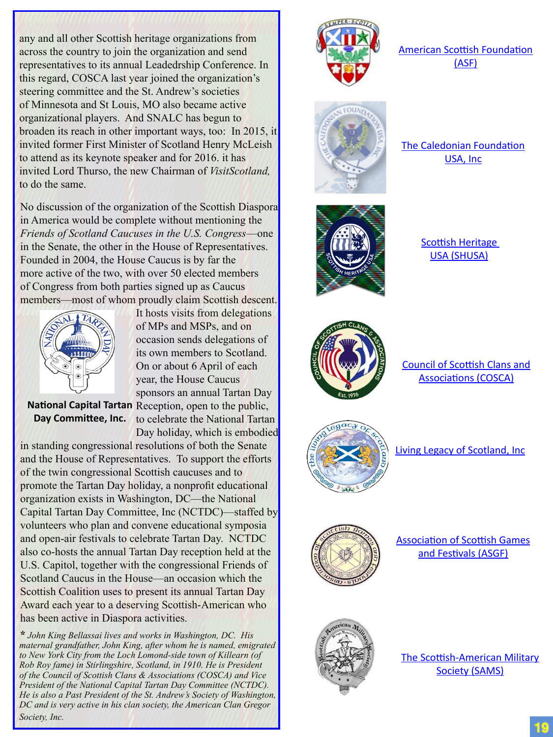any and all other Scottish heritage organizations from across the country to join the organization and send representatives to its annual Leadedrship Conference. In this regard, COSCA last year joined the organization's steering committee and the St. Andrew's societies of Minnesota and St Louis, MO also became active organizational players. And SNALC has begun to broaden its reach in other important ways, too: In 2015, it invited former First Minister of Scotland Henry McLeish to attend as its keynote speaker and for 2016. it has invited Lord Thurso, the new Chairman of *VisitScotland,* to do the same.

No discussion of the organization of the Scottish Diaspora in America would be complete without mentioning the *Friends of Scotland Caucuses in the U.S. Congress*—one in the Senate, the other in the House of Representatives. Founded in 2004, the House Caucus is by far the more active of the two, with over 50 elected members of Congress from both parties signed up as Caucus members—most of whom proudly claim Scottish descent. It hosts visits from delegations of MPs and MSPs, and on occasion sends delegations of its own members to Scotland. On or about 6 April of each year, the House Caucus sponsors an annual Tartan Day Reception, open to the public, to celebrate the National Tartan Day holiday, which is embodied in standing congressional resolutions of both the Senate and the House of Representatives. To support the efforts of the twin congressional Scottish caucuses and to promote the Tartan Day holiday, a nonprofit educational organization exists in Washington, DC—the National Capital Tartan Day Committee, Inc (NCTDC)—staffed by volunteers who plan and convene educational symposia and open-air festivals to celebrate Tartan Day. NCTDC also co-hosts the annual Tartan Day reception held at the U.S. Capitol, together with the congressional Friends of Scotland Caucus in the House—an occasion which the Scottish Coalition uses to present its annual Tartan Day Award each year to a deserving Scottish-American who has been active in Diaspora activities.

**National Capital Tartan Day Committee, Inc.**

\* *John King Bellassai lives and works in Washington, DC. His maternal grandfather, John King, after whom he is named, emigrated to New York City from the Loch Lomond-side town of Killearn (of Rob Roy fame) in Stirlingshire, Scotland, in 1910. He is President of the Council of Scottish Clans & Associations (COSCA) and Vice President of the National Capital Tartan Day Committee (NCTDC). He is also a Past President of the St. Andrew's Society of Washington, DC and is very active in his clan society, the American Clan Gregor Society, Inc.*

American Scottish Foundation (ASF)

The Caledonian Foundation USA, Inc

Scottish Heritage USA (SHUSA)

Council of Scottish Clans and Associations (COSCA)

Living Legacy of Scotland, Inc

Association of Scottish Games and Festivals (ASGF)

The Scottish-American Military Society (SAMS)